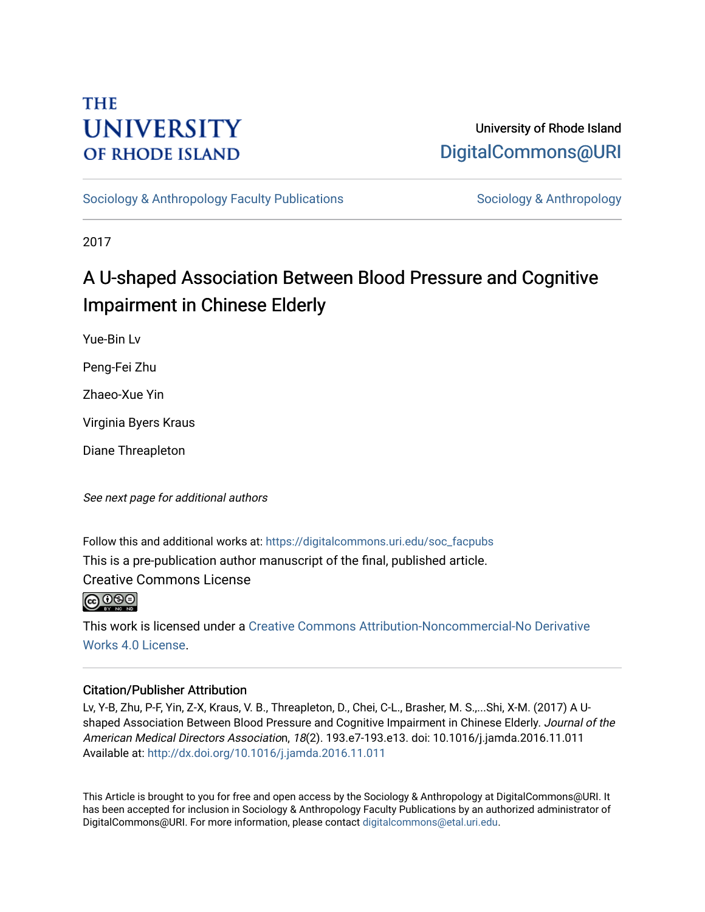THE UNIVERSITY OF RHODE ISLAND

University of Rhode Island
DigitalCommons@URI

Sociology & Anthropology Faculty Publications | Sociology & Anthropology

2017

# A U-shaped Association Between Blood Pressure and Cognitive Impairment in Chinese Elderly

Yue-Bin Lv

Peng-Fei Zhu

Zhaeo-Xue Yin

Virginia Byers Kraus

Diane Threapleton

*See next page for additional authors*

Follow this and additional works at: https://digitalcommons.uri.edu/soc_facpubs

This is a pre-publication author manuscript of the final, published article.

Creative Commons License

This work is licensed under a Creative Commons Attribution-Noncommercial-No Derivative Works 4.0 License.

## Citation/Publisher Attribution

Lv, Y-B, Zhu, P-F, Yin, Z-X, Kraus, V. B., Threapleton, D., Chei, C-L., Brasher, M. S.,...Shi, X-M. (2017) A U-shaped Association Between Blood Pressure and Cognitive Impairment in Chinese Elderly. *Journal of the American Medical Directors Association*, *18*(2). 193.e7-193.e13. doi: 10.1016/j.jamda.2016.11.011
Available at: http://dx.doi.org/10.1016/j.jamda.2016.11.011

This Article is brought to you for free and open access by the Sociology & Anthropology at DigitalCommons@URI. It has been accepted for inclusion in Sociology & Anthropology Faculty Publications by an authorized administrator of DigitalCommons@URI. For more information, please contact digitalcommons@etal.uri.edu.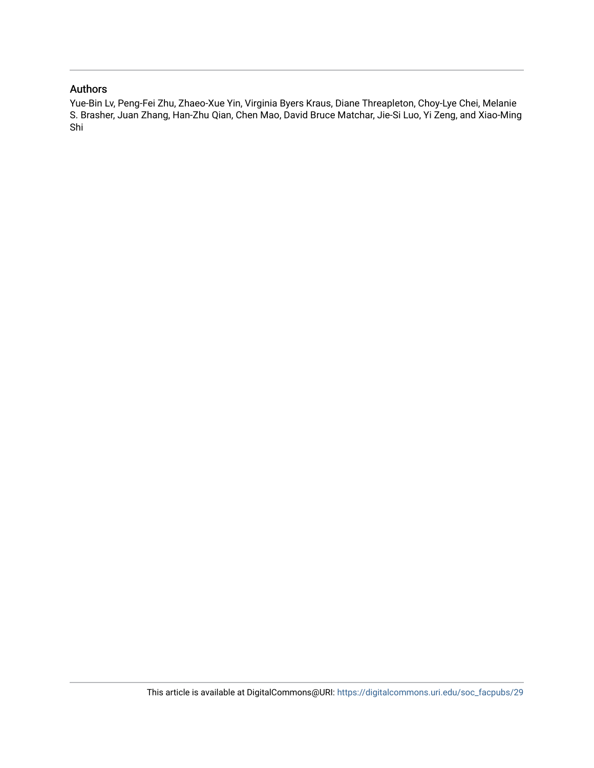## Authors

Yue-Bin Lv, Peng-Fei Zhu, Zhaeo-Xue Yin, Virginia Byers Kraus, Diane Threapleton, Choy-Lye Chei, Melanie S. Brasher, Juan Zhang, Han-Zhu Qian, Chen Mao, David Bruce Matchar, Jie-Si Luo, Yi Zeng, and Xiao-Ming Shi

This article is available at DigitalCommons@URI: https://digitalcommons.uri.edu/soc_facpubs/29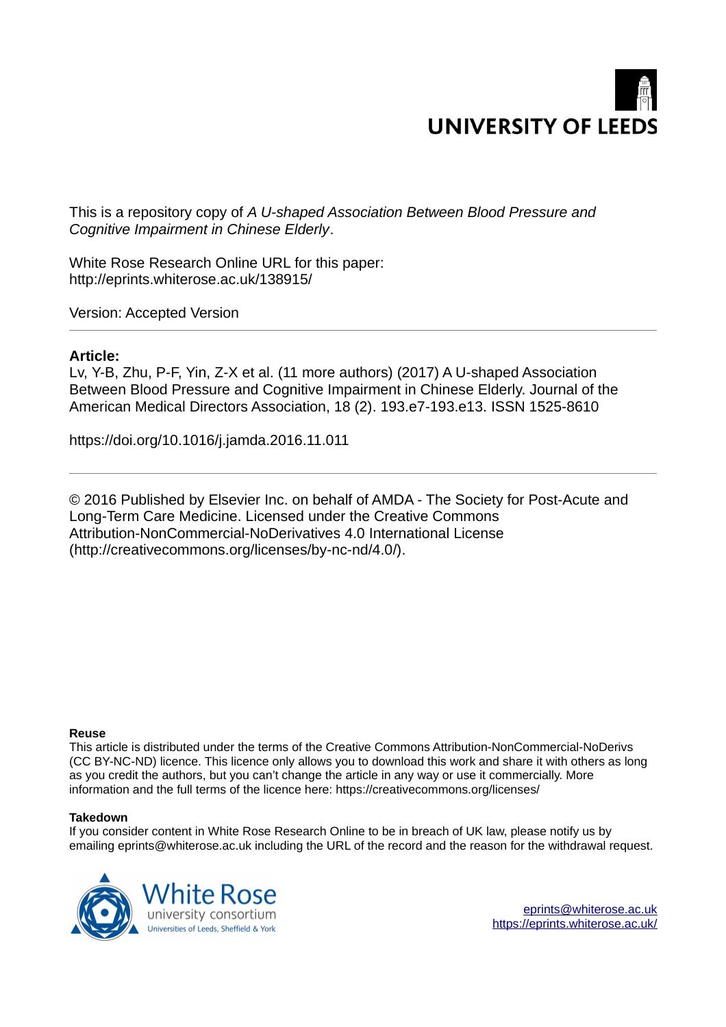This is a repository copy of *A U-shaped Association Between Blood Pressure and Cognitive Impairment in Chinese Elderly*.

White Rose Research Online URL for this paper:
http://eprints.whiterose.ac.uk/138915/

Version: Accepted Version

---

**Article:**

Lv, Y-B, Zhu, P-F, Yin, Z-X et al. (11 more authors) (2017) A U-shaped Association Between Blood Pressure and Cognitive Impairment in Chinese Elderly. Journal of the American Medical Directors Association, 18 (2). 193.e7-193.e13. ISSN 1525-8610

https://doi.org/10.1016/j.jamda.2016.11.011

---

© 2016 Published by Elsevier Inc. on behalf of AMDA - The Society for Post-Acute and Long-Term Care Medicine. Licensed under the Creative Commons Attribution-NonCommercial-NoDerivatives 4.0 International License (http://creativecommons.org/licenses/by-nc-nd/4.0/).

**Reuse**

This article is distributed under the terms of the Creative Commons Attribution-NonCommercial-NoDerivs (CC BY-NC-ND) licence. This licence only allows you to download this work and share it with others as long as you credit the authors, but you can't change the article in any way or use it commercially. More information and the full terms of the licence here: https://creativecommons.org/licenses/

**Takedown**

If you consider content in White Rose Research Online to be in breach of UK law, please notify us by emailing eprints@whiterose.ac.uk including the URL of the record and the reason for the withdrawal request.

eprints@whiterose.ac.uk
https://eprints.whiterose.ac.uk/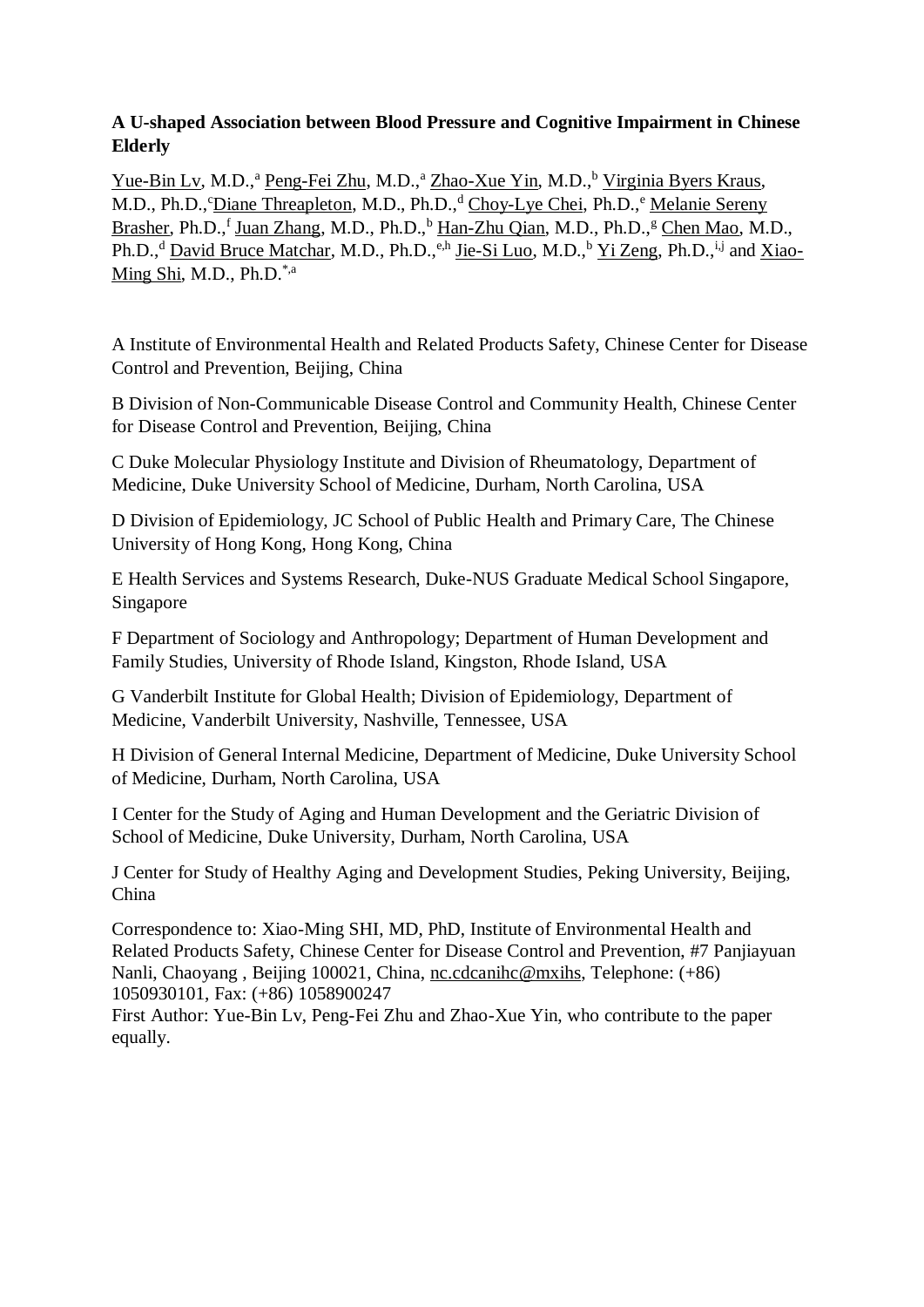**A U-shaped Association between Blood Pressure and Cognitive Impairment in Chinese Elderly**

Yue-Bin Lv, M.D.,[a] Peng-Fei Zhu, M.D.,[a] Zhao-Xue Yin, M.D.,[b] Virginia Byers Kraus, M.D., Ph.D.,[c] Diane Threapleton, M.D., Ph.D.,[d] Choy-Lye Chei, Ph.D.,[e] Melanie Sereny Brasher, Ph.D.,[f] Juan Zhang, M.D., Ph.D.,[b] Han-Zhu Qian, M.D., Ph.D.,[g] Chen Mao, M.D., Ph.D.,[d] David Bruce Matchar, M.D., Ph.D.,[e,h] Jie-Si Luo, M.D.,[b] Yi Zeng, Ph.D.,[i,j] and Xiao-Ming Shi, M.D., Ph.D.[*,a]

A Institute of Environmental Health and Related Products Safety, Chinese Center for Disease Control and Prevention, Beijing, China

B Division of Non-Communicable Disease Control and Community Health, Chinese Center for Disease Control and Prevention, Beijing, China

C Duke Molecular Physiology Institute and Division of Rheumatology, Department of Medicine, Duke University School of Medicine, Durham, North Carolina, USA

D Division of Epidemiology, JC School of Public Health and Primary Care, The Chinese University of Hong Kong, Hong Kong, China

E Health Services and Systems Research, Duke-NUS Graduate Medical School Singapore, Singapore

F Department of Sociology and Anthropology; Department of Human Development and Family Studies, University of Rhode Island, Kingston, Rhode Island, USA

G Vanderbilt Institute for Global Health; Division of Epidemiology, Department of Medicine, Vanderbilt University, Nashville, Tennessee, USA

H Division of General Internal Medicine, Department of Medicine, Duke University School of Medicine, Durham, North Carolina, USA

I Center for the Study of Aging and Human Development and the Geriatric Division of School of Medicine, Duke University, Durham, North Carolina, USA

J Center for Study of Healthy Aging and Development Studies, Peking University, Beijing, China

Correspondence to: Xiao-Ming SHI, MD, PhD, Institute of Environmental Health and Related Products Safety, Chinese Center for Disease Control and Prevention, #7 Panjiayuan Nanli, Chaoyang , Beijing 100021, China, nc.cdcanihc@mxihs, Telephone: (+86) 1050930101, Fax: (+86) 1058900247

First Author: Yue-Bin Lv, Peng-Fei Zhu and Zhao-Xue Yin, who contribute to the paper equally.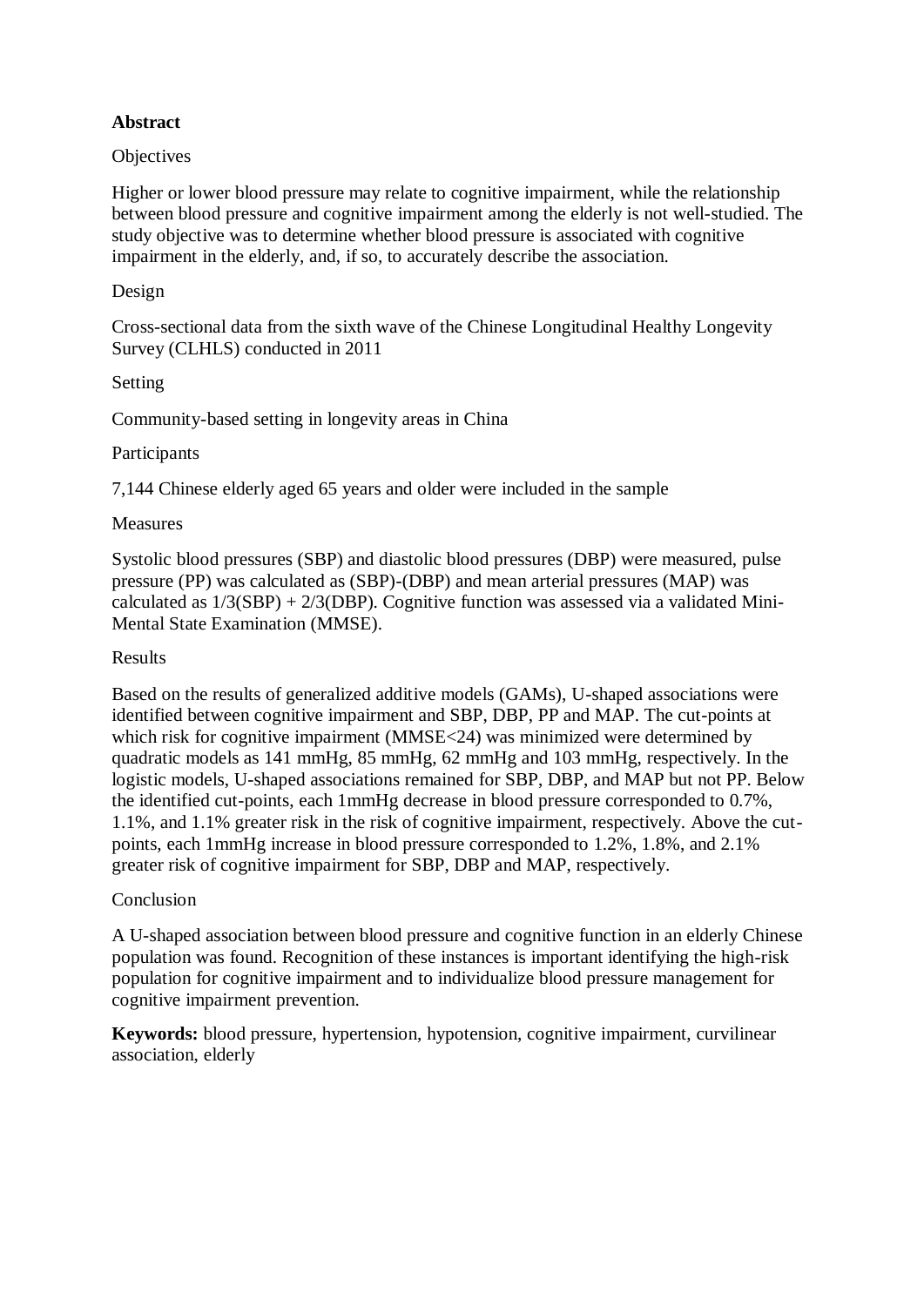**Abstract**

Objectives

Higher or lower blood pressure may relate to cognitive impairment, while the relationship between blood pressure and cognitive impairment among the elderly is not well-studied. The study objective was to determine whether blood pressure is associated with cognitive impairment in the elderly, and, if so, to accurately describe the association.

Design

Cross-sectional data from the sixth wave of the Chinese Longitudinal Healthy Longevity Survey (CLHLS) conducted in 2011

Setting

Community-based setting in longevity areas in China

Participants

7,144 Chinese elderly aged 65 years and older were included in the sample

Measures

Systolic blood pressures (SBP) and diastolic blood pressures (DBP) were measured, pulse pressure (PP) was calculated as (SBP)-(DBP) and mean arterial pressures (MAP) was calculated as 1/3(SBP) + 2/3(DBP). Cognitive function was assessed via a validated Mini-Mental State Examination (MMSE).

Results

Based on the results of generalized additive models (GAMs), U-shaped associations were identified between cognitive impairment and SBP, DBP, PP and MAP. The cut-points at which risk for cognitive impairment (MMSE<24) was minimized were determined by quadratic models as 141 mmHg, 85 mmHg, 62 mmHg and 103 mmHg, respectively. In the logistic models, U-shaped associations remained for SBP, DBP, and MAP but not PP. Below the identified cut-points, each 1mmHg decrease in blood pressure corresponded to 0.7%, 1.1%, and 1.1% greater risk in the risk of cognitive impairment, respectively. Above the cut-points, each 1mmHg increase in blood pressure corresponded to 1.2%, 1.8%, and 2.1% greater risk of cognitive impairment for SBP, DBP and MAP, respectively.

Conclusion

A U-shaped association between blood pressure and cognitive function in an elderly Chinese population was found. Recognition of these instances is important identifying the high-risk population for cognitive impairment and to individualize blood pressure management for cognitive impairment prevention.

**Keywords:** blood pressure, hypertension, hypotension, cognitive impairment, curvilinear association, elderly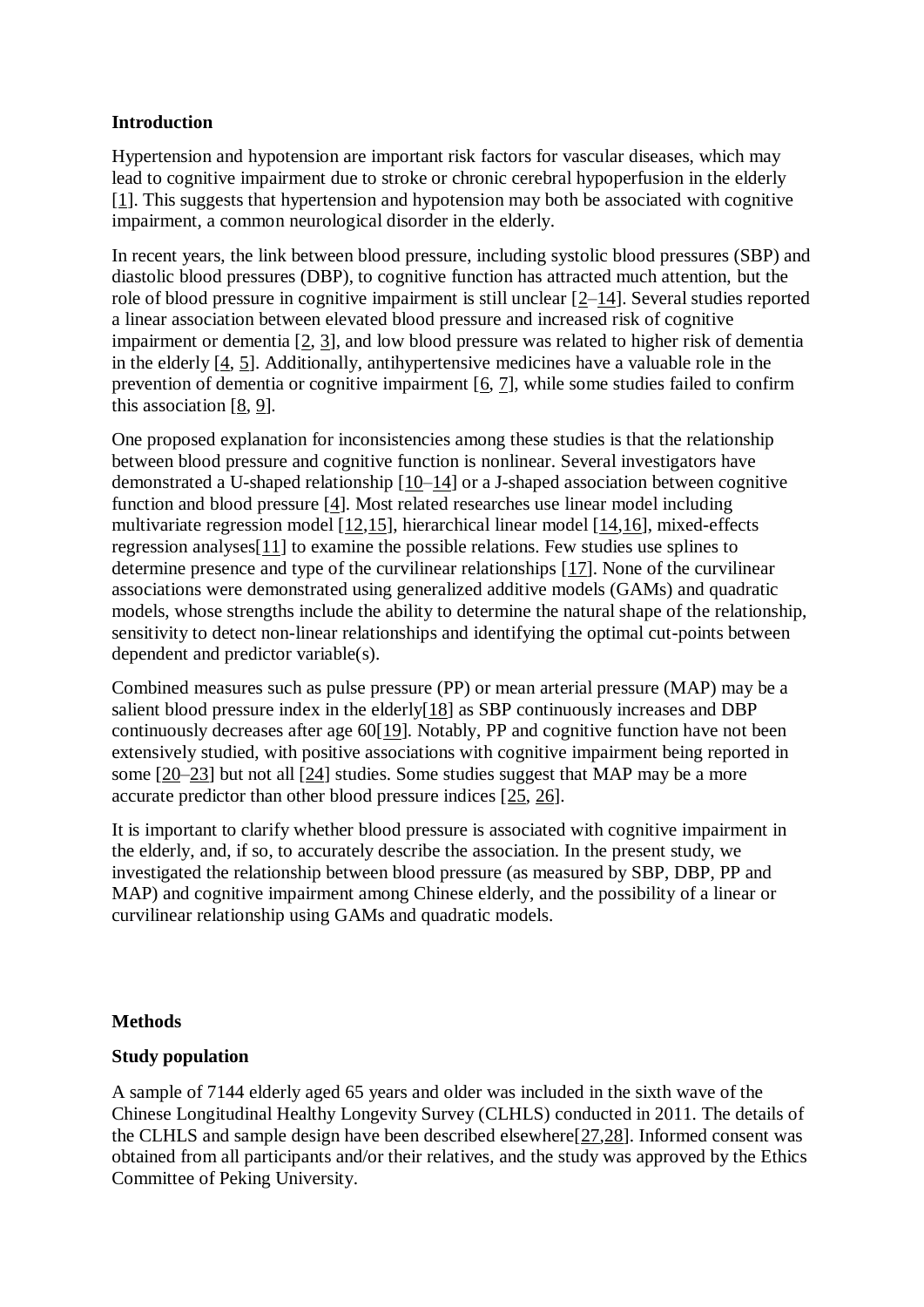## Introduction

Hypertension and hypotension are important risk factors for vascular diseases, which may lead to cognitive impairment due to stroke or chronic cerebral hypoperfusion in the elderly [1]. This suggests that hypertension and hypotension may both be associated with cognitive impairment, a common neurological disorder in the elderly.

In recent years, the link between blood pressure, including systolic blood pressures (SBP) and diastolic blood pressures (DBP), to cognitive function has attracted much attention, but the role of blood pressure in cognitive impairment is still unclear [2–14]. Several studies reported a linear association between elevated blood pressure and increased risk of cognitive impairment or dementia [2, 3], and low blood pressure was related to higher risk of dementia in the elderly [4, 5]. Additionally, antihypertensive medicines have a valuable role in the prevention of dementia or cognitive impairment [6, 7], while some studies failed to confirm this association [8, 9].

One proposed explanation for inconsistencies among these studies is that the relationship between blood pressure and cognitive function is nonlinear. Several investigators have demonstrated a U-shaped relationship [10–14] or a J-shaped association between cognitive function and blood pressure [4]. Most related researches use linear model including multivariate regression model [12,15], hierarchical linear model [14,16], mixed-effects regression analyses[11] to examine the possible relations. Few studies use splines to determine presence and type of the curvilinear relationships [17]. None of the curvilinear associations were demonstrated using generalized additive models (GAMs) and quadratic models, whose strengths include the ability to determine the natural shape of the relationship, sensitivity to detect non-linear relationships and identifying the optimal cut-points between dependent and predictor variable(s).

Combined measures such as pulse pressure (PP) or mean arterial pressure (MAP) may be a salient blood pressure index in the elderly[18] as SBP continuously increases and DBP continuously decreases after age 60[19]. Notably, PP and cognitive function have not been extensively studied, with positive associations with cognitive impairment being reported in some [20–23] but not all [24] studies. Some studies suggest that MAP may be a more accurate predictor than other blood pressure indices [25, 26].

It is important to clarify whether blood pressure is associated with cognitive impairment in the elderly, and, if so, to accurately describe the association. In the present study, we investigated the relationship between blood pressure (as measured by SBP, DBP, PP and MAP) and cognitive impairment among Chinese elderly, and the possibility of a linear or curvilinear relationship using GAMs and quadratic models.

## Methods

### Study population

A sample of 7144 elderly aged 65 years and older was included in the sixth wave of the Chinese Longitudinal Healthy Longevity Survey (CLHLS) conducted in 2011. The details of the CLHLS and sample design have been described elsewhere[27,28]. Informed consent was obtained from all participants and/or their relatives, and the study was approved by the Ethics Committee of Peking University.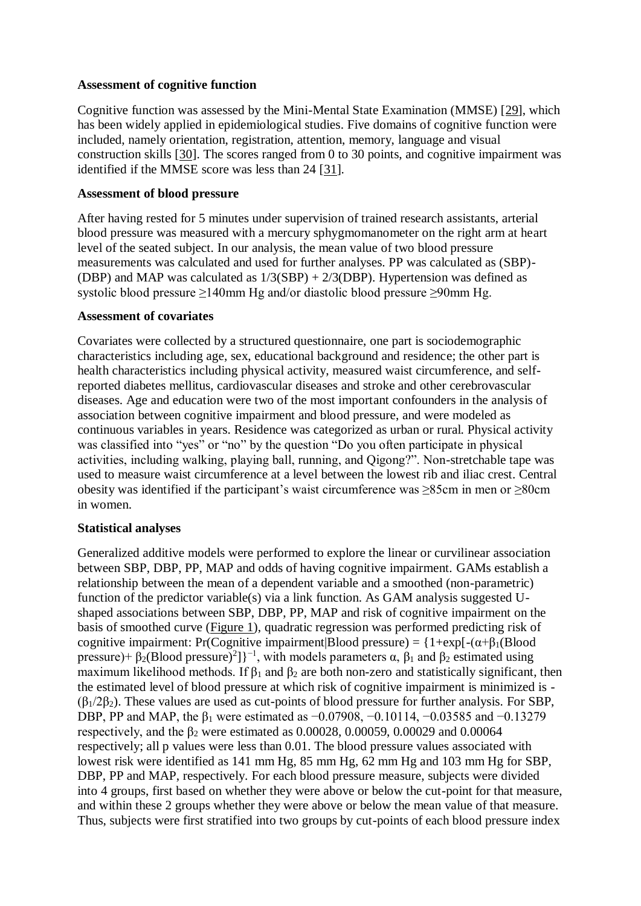**Assessment of cognitive function**

Cognitive function was assessed by the Mini-Mental State Examination (MMSE) [29], which has been widely applied in epidemiological studies. Five domains of cognitive function were included, namely orientation, registration, attention, memory, language and visual construction skills [30]. The scores ranged from 0 to 30 points, and cognitive impairment was identified if the MMSE score was less than 24 [31].

**Assessment of blood pressure**

After having rested for 5 minutes under supervision of trained research assistants, arterial blood pressure was measured with a mercury sphygmomanometer on the right arm at heart level of the seated subject. In our analysis, the mean value of two blood pressure measurements was calculated and used for further analyses. PP was calculated as (SBP)-(DBP) and MAP was calculated as 1/3(SBP) + 2/3(DBP). Hypertension was defined as systolic blood pressure ≥140mm Hg and/or diastolic blood pressure ≥90mm Hg.

**Assessment of covariates**

Covariates were collected by a structured questionnaire, one part is sociodemographic characteristics including age, sex, educational background and residence; the other part is health characteristics including physical activity, measured waist circumference, and self-reported diabetes mellitus, cardiovascular diseases and stroke and other cerebrovascular diseases. Age and education were two of the most important confounders in the analysis of association between cognitive impairment and blood pressure, and were modeled as continuous variables in years. Residence was categorized as urban or rural. Physical activity was classified into "yes" or "no" by the question "Do you often participate in physical activities, including walking, playing ball, running, and Qigong?". Non-stretchable tape was used to measure waist circumference at a level between the lowest rib and iliac crest. Central obesity was identified if the participant's waist circumference was ≥85cm in men or ≥80cm in women.

**Statistical analyses**

Generalized additive models were performed to explore the linear or curvilinear association between SBP, DBP, PP, MAP and odds of having cognitive impairment. GAMs establish a relationship between the mean of a dependent variable and a smoothed (non-parametric) function of the predictor variable(s) via a link function. As GAM analysis suggested U-shaped associations between SBP, DBP, PP, MAP and risk of cognitive impairment on the basis of smoothed curve (Figure 1), quadratic regression was performed predicting risk of cognitive impairment: Pr(Cognitive impairment|Blood pressure) = $\{1+\exp[-(\alpha+\beta_1(\text{Blood pressure})+\beta_2(\text{Blood pressure})^2]\}^{-1}$, with models parameters $\alpha$, $\beta_1$ and $\beta_2$ estimated using maximum likelihood methods. If $\beta_1$ and $\beta_2$ are both non-zero and statistically significant, then the estimated level of blood pressure at which risk of cognitive impairment is minimized is $-(\beta_1/2\beta_2)$. These values are used as cut-points of blood pressure for further analysis. For SBP, DBP, PP and MAP, the $\beta_1$ were estimated as −0.07908, −0.10114, −0.03585 and −0.13279 respectively, and the $\beta_2$ were estimated as 0.00028, 0.00059, 0.00029 and 0.00064 respectively; all p values were less than 0.01. The blood pressure values associated with lowest risk were identified as 141 mm Hg, 85 mm Hg, 62 mm Hg and 103 mm Hg for SBP, DBP, PP and MAP, respectively. For each blood pressure measure, subjects were divided into 4 groups, first based on whether they were above or below the cut-point for that measure, and within these 2 groups whether they were above or below the mean value of that measure. Thus, subjects were first stratified into two groups by cut-points of each blood pressure index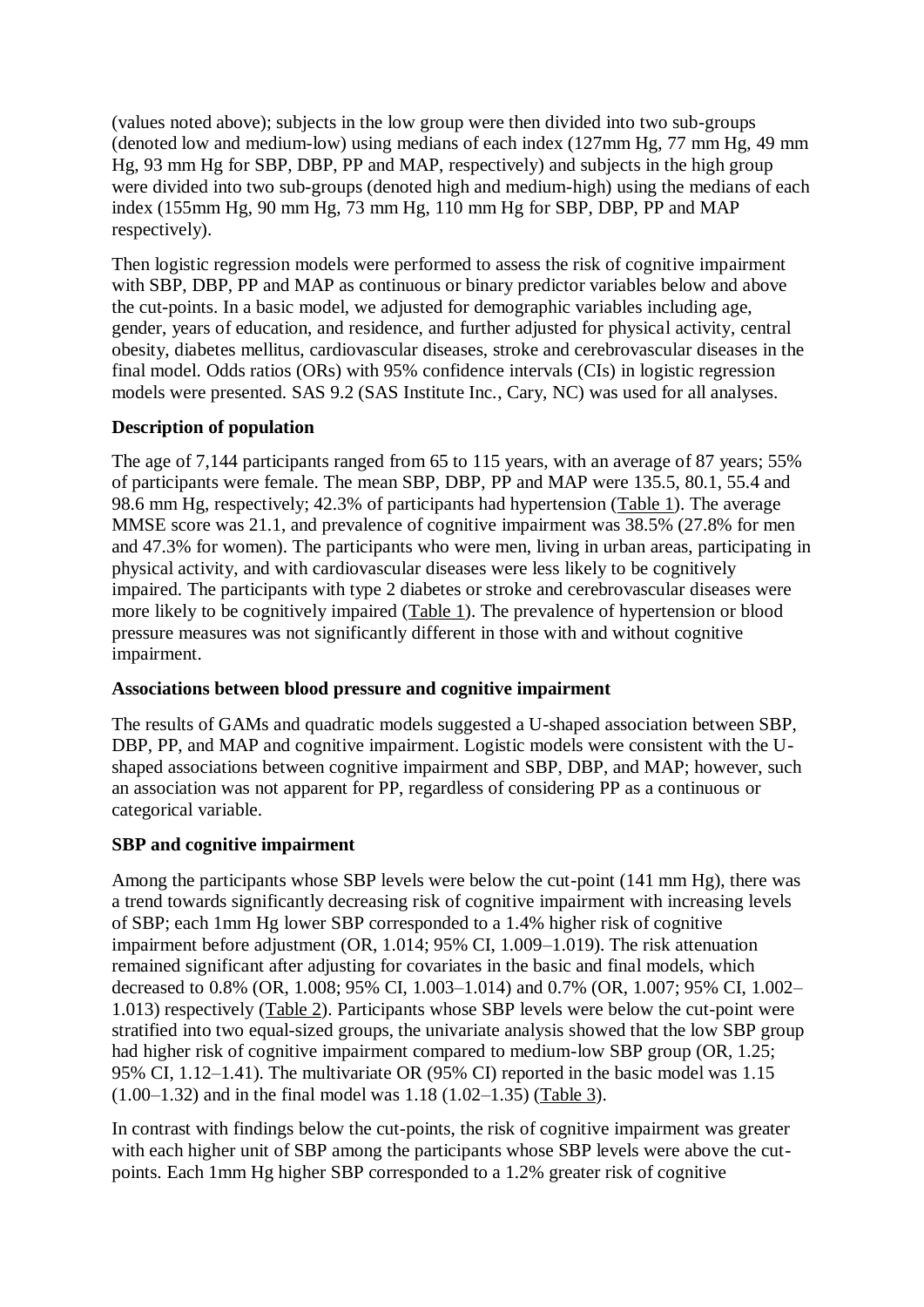(values noted above); subjects in the low group were then divided into two sub-groups (denoted low and medium-low) using medians of each index (127mm Hg, 77 mm Hg, 49 mm Hg, 93 mm Hg for SBP, DBP, PP and MAP, respectively) and subjects in the high group were divided into two sub-groups (denoted high and medium-high) using the medians of each index (155mm Hg, 90 mm Hg, 73 mm Hg, 110 mm Hg for SBP, DBP, PP and MAP respectively).

Then logistic regression models were performed to assess the risk of cognitive impairment with SBP, DBP, PP and MAP as continuous or binary predictor variables below and above the cut-points. In a basic model, we adjusted for demographic variables including age, gender, years of education, and residence, and further adjusted for physical activity, central obesity, diabetes mellitus, cardiovascular diseases, stroke and cerebrovascular diseases in the final model. Odds ratios (ORs) with 95% confidence intervals (CIs) in logistic regression models were presented. SAS 9.2 (SAS Institute Inc., Cary, NC) was used for all analyses.

**Description of population**

The age of 7,144 participants ranged from 65 to 115 years, with an average of 87 years; 55% of participants were female. The mean SBP, DBP, PP and MAP were 135.5, 80.1, 55.4 and 98.6 mm Hg, respectively; 42.3% of participants had hypertension (Table 1). The average MMSE score was 21.1, and prevalence of cognitive impairment was 38.5% (27.8% for men and 47.3% for women). The participants who were men, living in urban areas, participating in physical activity, and with cardiovascular diseases were less likely to be cognitively impaired. The participants with type 2 diabetes or stroke and cerebrovascular diseases were more likely to be cognitively impaired (Table 1). The prevalence of hypertension or blood pressure measures was not significantly different in those with and without cognitive impairment.

**Associations between blood pressure and cognitive impairment**

The results of GAMs and quadratic models suggested a U-shaped association between SBP, DBP, PP, and MAP and cognitive impairment. Logistic models were consistent with the U-shaped associations between cognitive impairment and SBP, DBP, and MAP; however, such an association was not apparent for PP, regardless of considering PP as a continuous or categorical variable.

**SBP and cognitive impairment**

Among the participants whose SBP levels were below the cut-point (141 mm Hg), there was a trend towards significantly decreasing risk of cognitive impairment with increasing levels of SBP; each 1mm Hg lower SBP corresponded to a 1.4% higher risk of cognitive impairment before adjustment (OR, 1.014; 95% CI, 1.009–1.019). The risk attenuation remained significant after adjusting for covariates in the basic and final models, which decreased to 0.8% (OR, 1.008; 95% CI, 1.003–1.014) and 0.7% (OR, 1.007; 95% CI, 1.002–1.013) respectively (Table 2). Participants whose SBP levels were below the cut-point were stratified into two equal-sized groups, the univariate analysis showed that the low SBP group had higher risk of cognitive impairment compared to medium-low SBP group (OR, 1.25; 95% CI, 1.12–1.41). The multivariate OR (95% CI) reported in the basic model was 1.15 (1.00–1.32) and in the final model was 1.18 (1.02–1.35) (Table 3).

In contrast with findings below the cut-points, the risk of cognitive impairment was greater with each higher unit of SBP among the participants whose SBP levels were above the cut-points. Each 1mm Hg higher SBP corresponded to a 1.2% greater risk of cognitive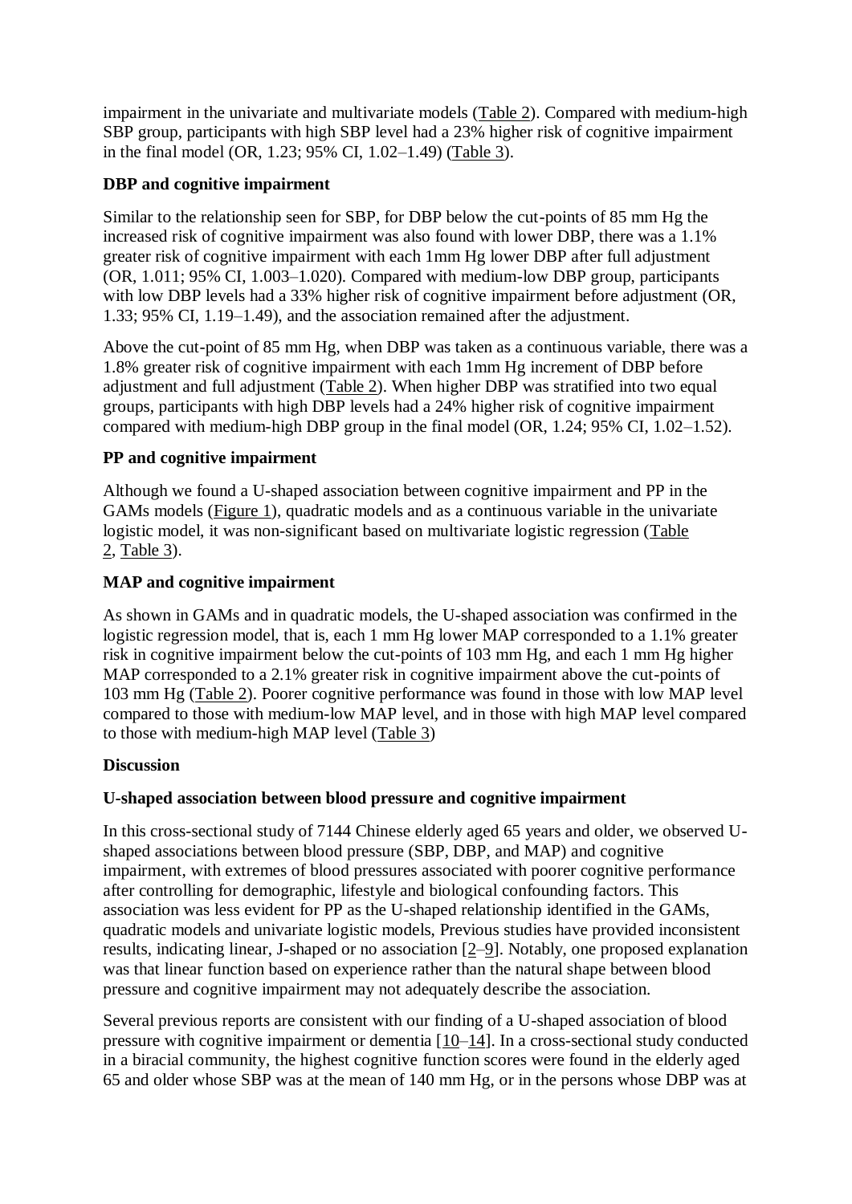impairment in the univariate and multivariate models (Table 2). Compared with medium-high SBP group, participants with high SBP level had a 23% higher risk of cognitive impairment in the final model (OR, 1.23; 95% CI, 1.02–1.49) (Table 3).

**DBP and cognitive impairment**

Similar to the relationship seen for SBP, for DBP below the cut-points of 85 mm Hg the increased risk of cognitive impairment was also found with lower DBP, there was a 1.1% greater risk of cognitive impairment with each 1mm Hg lower DBP after full adjustment (OR, 1.011; 95% CI, 1.003–1.020). Compared with medium-low DBP group, participants with low DBP levels had a 33% higher risk of cognitive impairment before adjustment (OR, 1.33; 95% CI, 1.19–1.49), and the association remained after the adjustment.

Above the cut-point of 85 mm Hg, when DBP was taken as a continuous variable, there was a 1.8% greater risk of cognitive impairment with each 1mm Hg increment of DBP before adjustment and full adjustment (Table 2). When higher DBP was stratified into two equal groups, participants with high DBP levels had a 24% higher risk of cognitive impairment compared with medium-high DBP group in the final model (OR, 1.24; 95% CI, 1.02–1.52).

**PP and cognitive impairment**

Although we found a U-shaped association between cognitive impairment and PP in the GAMs models (Figure 1), quadratic models and as a continuous variable in the univariate logistic model, it was non-significant based on multivariate logistic regression (Table 2, Table 3).

**MAP and cognitive impairment**

As shown in GAMs and in quadratic models, the U-shaped association was confirmed in the logistic regression model, that is, each 1 mm Hg lower MAP corresponded to a 1.1% greater risk in cognitive impairment below the cut-points of 103 mm Hg, and each 1 mm Hg higher MAP corresponded to a 2.1% greater risk in cognitive impairment above the cut-points of 103 mm Hg (Table 2). Poorer cognitive performance was found in those with low MAP level compared to those with medium-low MAP level, and in those with high MAP level compared to those with medium-high MAP level (Table 3)

## Discussion

**U-shaped association between blood pressure and cognitive impairment**

In this cross-sectional study of 7144 Chinese elderly aged 65 years and older, we observed U-shaped associations between blood pressure (SBP, DBP, and MAP) and cognitive impairment, with extremes of blood pressures associated with poorer cognitive performance after controlling for demographic, lifestyle and biological confounding factors. This association was less evident for PP as the U-shaped relationship identified in the GAMs, quadratic models and univariate logistic models, Previous studies have provided inconsistent results, indicating linear, J-shaped or no association [2–9]. Notably, one proposed explanation was that linear function based on experience rather than the natural shape between blood pressure and cognitive impairment may not adequately describe the association.

Several previous reports are consistent with our finding of a U-shaped association of blood pressure with cognitive impairment or dementia [10–14]. In a cross-sectional study conducted in a biracial community, the highest cognitive function scores were found in the elderly aged 65 and older whose SBP was at the mean of 140 mm Hg, or in the persons whose DBP was at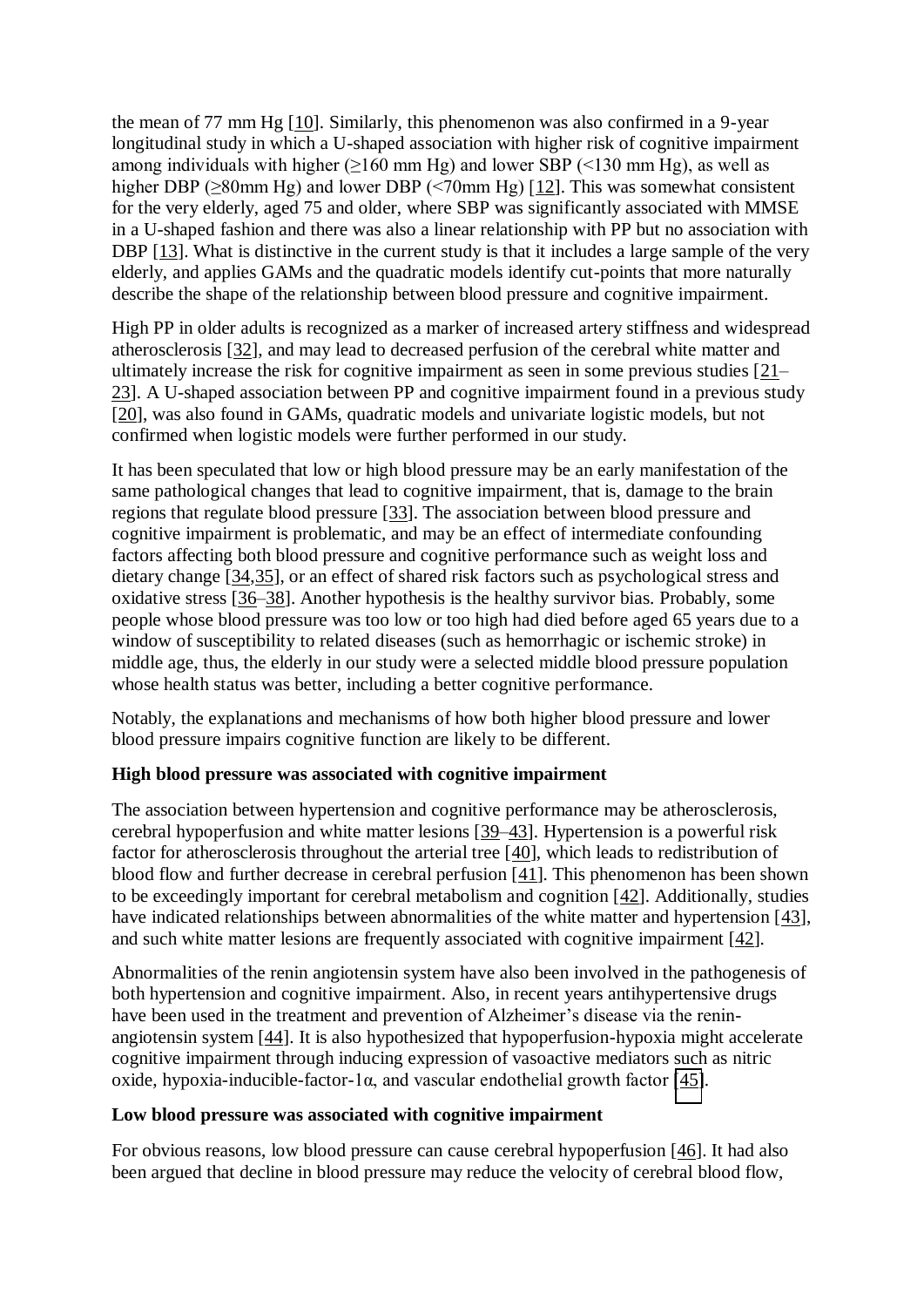the mean of 77 mm Hg [10]. Similarly, this phenomenon was also confirmed in a 9-year longitudinal study in which a U-shaped association with higher risk of cognitive impairment among individuals with higher (≥160 mm Hg) and lower SBP (<130 mm Hg), as well as higher DBP (≥80mm Hg) and lower DBP (<70mm Hg) [12]. This was somewhat consistent for the very elderly, aged 75 and older, where SBP was significantly associated with MMSE in a U-shaped fashion and there was also a linear relationship with PP but no association with DBP [13]. What is distinctive in the current study is that it includes a large sample of the very elderly, and applies GAMs and the quadratic models identify cut-points that more naturally describe the shape of the relationship between blood pressure and cognitive impairment.

High PP in older adults is recognized as a marker of increased artery stiffness and widespread atherosclerosis [32], and may lead to decreased perfusion of the cerebral white matter and ultimately increase the risk for cognitive impairment as seen in some previous studies [21–23]. A U-shaped association between PP and cognitive impairment found in a previous study [20], was also found in GAMs, quadratic models and univariate logistic models, but not confirmed when logistic models were further performed in our study.

It has been speculated that low or high blood pressure may be an early manifestation of the same pathological changes that lead to cognitive impairment, that is, damage to the brain regions that regulate blood pressure [33]. The association between blood pressure and cognitive impairment is problematic, and may be an effect of intermediate confounding factors affecting both blood pressure and cognitive performance such as weight loss and dietary change [34,35], or an effect of shared risk factors such as psychological stress and oxidative stress [36–38]. Another hypothesis is the healthy survivor bias. Probably, some people whose blood pressure was too low or too high had died before aged 65 years due to a window of susceptibility to related diseases (such as hemorrhagic or ischemic stroke) in middle age, thus, the elderly in our study were a selected middle blood pressure population whose health status was better, including a better cognitive performance.

Notably, the explanations and mechanisms of how both higher blood pressure and lower blood pressure impairs cognitive function are likely to be different.

**High blood pressure was associated with cognitive impairment**

The association between hypertension and cognitive performance may be atherosclerosis, cerebral hypoperfusion and white matter lesions [39–43]. Hypertension is a powerful risk factor for atherosclerosis throughout the arterial tree [40], which leads to redistribution of blood flow and further decrease in cerebral perfusion [41]. This phenomenon has been shown to be exceedingly important for cerebral metabolism and cognition [42]. Additionally, studies have indicated relationships between abnormalities of the white matter and hypertension [43], and such white matter lesions are frequently associated with cognitive impairment [42].

Abnormalities of the renin angiotensin system have also been involved in the pathogenesis of both hypertension and cognitive impairment. Also, in recent years antihypertensive drugs have been used in the treatment and prevention of Alzheimer's disease via the renin-angiotensin system [44]. It is also hypothesized that hypoperfusion-hypoxia might accelerate cognitive impairment through inducing expression of vasoactive mediators such as nitric oxide, hypoxia-inducible-factor-1α, and vascular endothelial growth factor [45].

**Low blood pressure was associated with cognitive impairment**

For obvious reasons, low blood pressure can cause cerebral hypoperfusion [46]. It had also been argued that decline in blood pressure may reduce the velocity of cerebral blood flow,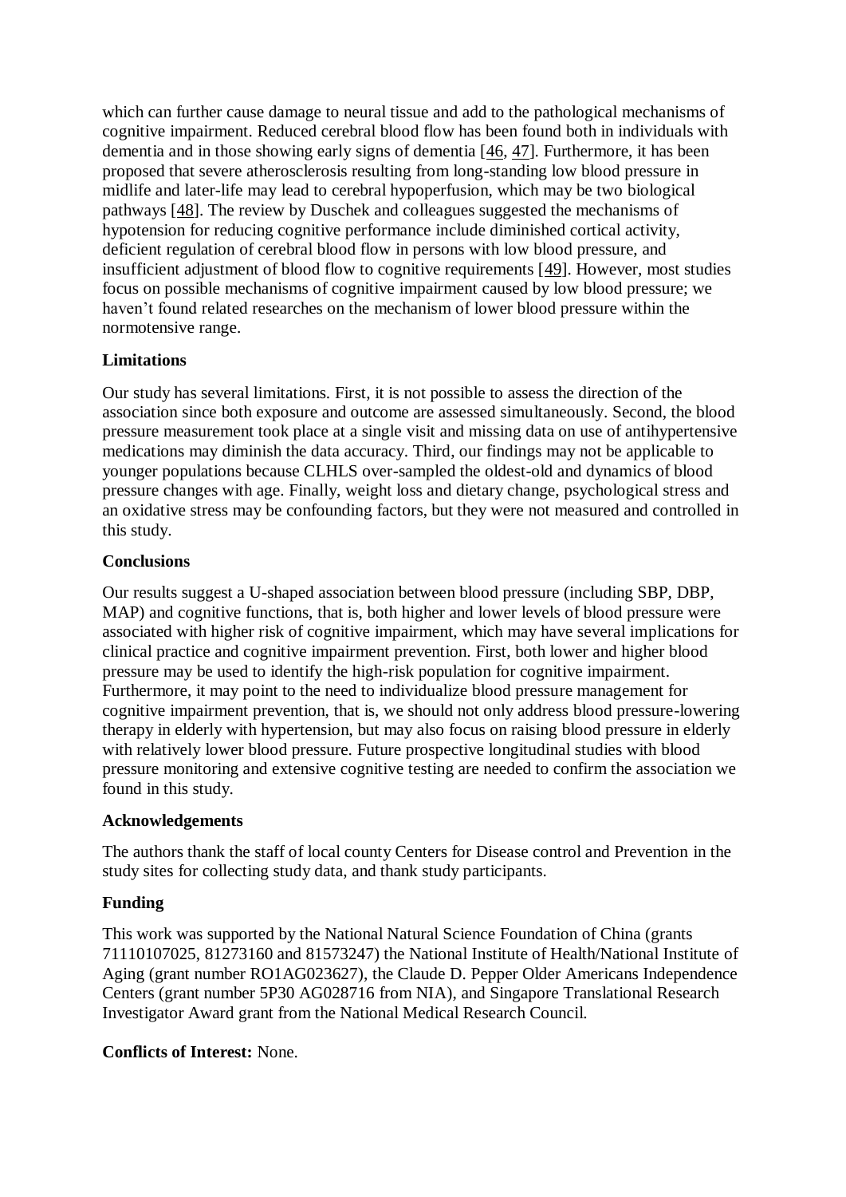which can further cause damage to neural tissue and add to the pathological mechanisms of cognitive impairment. Reduced cerebral blood flow has been found both in individuals with dementia and in those showing early signs of dementia [46, 47]. Furthermore, it has been proposed that severe atherosclerosis resulting from long-standing low blood pressure in midlife and later-life may lead to cerebral hypoperfusion, which may be two biological pathways [48]. The review by Duschek and colleagues suggested the mechanisms of hypotension for reducing cognitive performance include diminished cortical activity, deficient regulation of cerebral blood flow in persons with low blood pressure, and insufficient adjustment of blood flow to cognitive requirements [49]. However, most studies focus on possible mechanisms of cognitive impairment caused by low blood pressure; we haven't found related researches on the mechanism of lower blood pressure within the normotensive range.

## Limitations

Our study has several limitations. First, it is not possible to assess the direction of the association since both exposure and outcome are assessed simultaneously. Second, the blood pressure measurement took place at a single visit and missing data on use of antihypertensive medications may diminish the data accuracy. Third, our findings may not be applicable to younger populations because CLHLS over-sampled the oldest-old and dynamics of blood pressure changes with age. Finally, weight loss and dietary change, psychological stress and an oxidative stress may be confounding factors, but they were not measured and controlled in this study.

## Conclusions

Our results suggest a U-shaped association between blood pressure (including SBP, DBP, MAP) and cognitive functions, that is, both higher and lower levels of blood pressure were associated with higher risk of cognitive impairment, which may have several implications for clinical practice and cognitive impairment prevention. First, both lower and higher blood pressure may be used to identify the high-risk population for cognitive impairment. Furthermore, it may point to the need to individualize blood pressure management for cognitive impairment prevention, that is, we should not only address blood pressure-lowering therapy in elderly with hypertension, but may also focus on raising blood pressure in elderly with relatively lower blood pressure. Future prospective longitudinal studies with blood pressure monitoring and extensive cognitive testing are needed to confirm the association we found in this study.

## Acknowledgements

The authors thank the staff of local county Centers for Disease control and Prevention in the study sites for collecting study data, and thank study participants.

## Funding

This work was supported by the National Natural Science Foundation of China (grants 71110107025, 81273160 and 81573247) the National Institute of Health/National Institute of Aging (grant number RO1AG023627), the Claude D. Pepper Older Americans Independence Centers (grant number 5P30 AG028716 from NIA), and Singapore Translational Research Investigator Award grant from the National Medical Research Council.

**Conflicts of Interest:** None.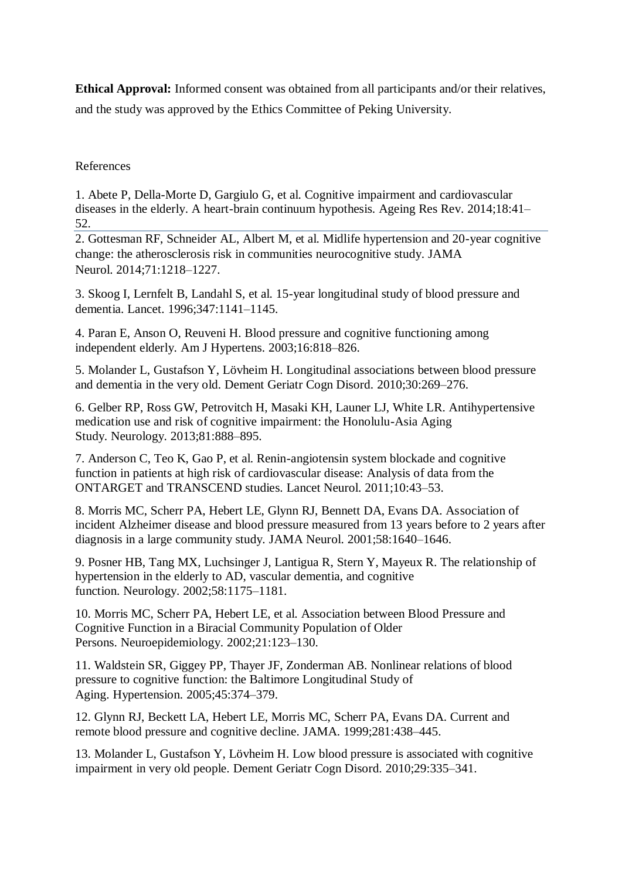**Ethical Approval:** Informed consent was obtained from all participants and/or their relatives, and the study was approved by the Ethics Committee of Peking University.

References

1. Abete P, Della-Morte D, Gargiulo G, et al. Cognitive impairment and cardiovascular diseases in the elderly. A heart-brain continuum hypothesis. Ageing Res Rev. 2014;18:41–52.

2. Gottesman RF, Schneider AL, Albert M, et al. Midlife hypertension and 20-year cognitive change: the atherosclerosis risk in communities neurocognitive study. JAMA Neurol. 2014;71:1218–1227.

3. Skoog I, Lernfelt B, Landahl S, et al. 15-year longitudinal study of blood pressure and dementia. Lancet. 1996;347:1141–1145.

4. Paran E, Anson O, Reuveni H. Blood pressure and cognitive functioning among independent elderly. Am J Hypertens. 2003;16:818–826.

5. Molander L, Gustafson Y, Lövheim H. Longitudinal associations between blood pressure and dementia in the very old. Dement Geriatr Cogn Disord. 2010;30:269–276.

6. Gelber RP, Ross GW, Petrovitch H, Masaki KH, Launer LJ, White LR. Antihypertensive medication use and risk of cognitive impairment: the Honolulu-Asia Aging Study. Neurology. 2013;81:888–895.

7. Anderson C, Teo K, Gao P, et al. Renin-angiotensin system blockade and cognitive function in patients at high risk of cardiovascular disease: Analysis of data from the ONTARGET and TRANSCEND studies. Lancet Neurol. 2011;10:43–53.

8. Morris MC, Scherr PA, Hebert LE, Glynn RJ, Bennett DA, Evans DA. Association of incident Alzheimer disease and blood pressure measured from 13 years before to 2 years after diagnosis in a large community study. JAMA Neurol. 2001;58:1640–1646.

9. Posner HB, Tang MX, Luchsinger J, Lantigua R, Stern Y, Mayeux R. The relationship of hypertension in the elderly to AD, vascular dementia, and cognitive function. Neurology. 2002;58:1175–1181.

10. Morris MC, Scherr PA, Hebert LE, et al. Association between Blood Pressure and Cognitive Function in a Biracial Community Population of Older Persons. Neuroepidemiology. 2002;21:123–130.

11. Waldstein SR, Giggey PP, Thayer JF, Zonderman AB. Nonlinear relations of blood pressure to cognitive function: the Baltimore Longitudinal Study of Aging. Hypertension. 2005;45:374–379.

12. Glynn RJ, Beckett LA, Hebert LE, Morris MC, Scherr PA, Evans DA. Current and remote blood pressure and cognitive decline. JAMA. 1999;281:438–445.

13. Molander L, Gustafson Y, Lövheim H. Low blood pressure is associated with cognitive impairment in very old people. Dement Geriatr Cogn Disord. 2010;29:335–341.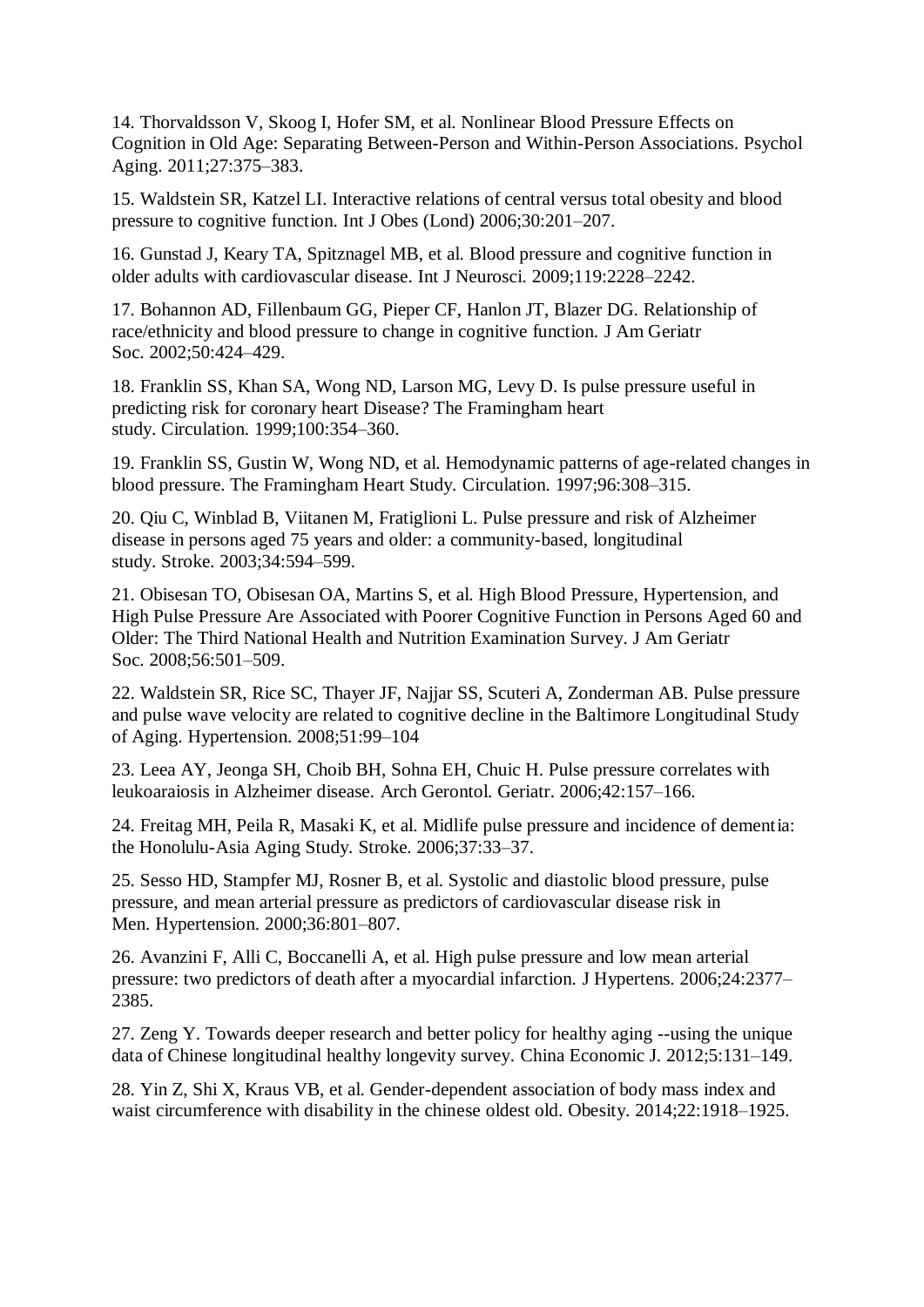14. Thorvaldsson V, Skoog I, Hofer SM, et al. Nonlinear Blood Pressure Effects on Cognition in Old Age: Separating Between-Person and Within-Person Associations. Psychol Aging. 2011;27:375–383.

15. Waldstein SR, Katzel LI. Interactive relations of central versus total obesity and blood pressure to cognitive function. Int J Obes (Lond) 2006;30:201–207.

16. Gunstad J, Keary TA, Spitznagel MB, et al. Blood pressure and cognitive function in older adults with cardiovascular disease. Int J Neurosci. 2009;119:2228–2242.

17. Bohannon AD, Fillenbaum GG, Pieper CF, Hanlon JT, Blazer DG. Relationship of race/ethnicity and blood pressure to change in cognitive function. J Am Geriatr Soc. 2002;50:424–429.

18. Franklin SS, Khan SA, Wong ND, Larson MG, Levy D. Is pulse pressure useful in predicting risk for coronary heart Disease? The Framingham heart study. Circulation. 1999;100:354–360.

19. Franklin SS, Gustin W, Wong ND, et al. Hemodynamic patterns of age-related changes in blood pressure. The Framingham Heart Study. Circulation. 1997;96:308–315.

20. Qiu C, Winblad B, Viitanen M, Fratiglioni L. Pulse pressure and risk of Alzheimer disease in persons aged 75 years and older: a community-based, longitudinal study. Stroke. 2003;34:594–599.

21. Obisesan TO, Obisesan OA, Martins S, et al. High Blood Pressure, Hypertension, and High Pulse Pressure Are Associated with Poorer Cognitive Function in Persons Aged 60 and Older: The Third National Health and Nutrition Examination Survey. J Am Geriatr Soc. 2008;56:501–509.

22. Waldstein SR, Rice SC, Thayer JF, Najjar SS, Scuteri A, Zonderman AB. Pulse pressure and pulse wave velocity are related to cognitive decline in the Baltimore Longitudinal Study of Aging. Hypertension. 2008;51:99–104

23. Leea AY, Jeonga SH, Choib BH, Sohna EH, Chuic H. Pulse pressure correlates with leukoaraiosis in Alzheimer disease. Arch Gerontol. Geriatr. 2006;42:157–166.

24. Freitag MH, Peila R, Masaki K, et al. Midlife pulse pressure and incidence of dementia: the Honolulu-Asia Aging Study. Stroke. 2006;37:33–37.

25. Sesso HD, Stampfer MJ, Rosner B, et al. Systolic and diastolic blood pressure, pulse pressure, and mean arterial pressure as predictors of cardiovascular disease risk in Men. Hypertension. 2000;36:801–807.

26. Avanzini F, Alli C, Boccanelli A, et al. High pulse pressure and low mean arterial pressure: two predictors of death after a myocardial infarction. J Hypertens. 2006;24:2377–2385.

27. Zeng Y. Towards deeper research and better policy for healthy aging --using the unique data of Chinese longitudinal healthy longevity survey. China Economic J. 2012;5:131–149.

28. Yin Z, Shi X, Kraus VB, et al. Gender-dependent association of body mass index and waist circumference with disability in the chinese oldest old. Obesity. 2014;22:1918–1925.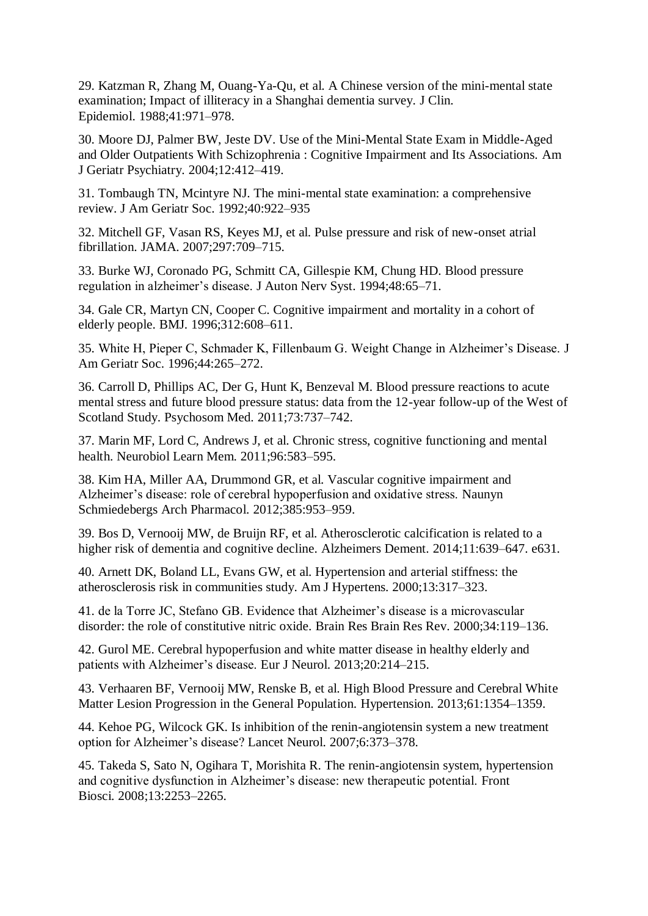29. Katzman R, Zhang M, Ouang-Ya-Qu, et al. A Chinese version of the mini-mental state examination; Impact of illiteracy in a Shanghai dementia survey. J Clin. Epidemiol. 1988;41:971–978.

30. Moore DJ, Palmer BW, Jeste DV. Use of the Mini-Mental State Exam in Middle-Aged and Older Outpatients With Schizophrenia : Cognitive Impairment and Its Associations. Am J Geriatr Psychiatry. 2004;12:412–419.

31. Tombaugh TN, Mcintyre NJ. The mini-mental state examination: a comprehensive review. J Am Geriatr Soc. 1992;40:922–935

32. Mitchell GF, Vasan RS, Keyes MJ, et al. Pulse pressure and risk of new-onset atrial fibrillation. JAMA. 2007;297:709–715.

33. Burke WJ, Coronado PG, Schmitt CA, Gillespie KM, Chung HD. Blood pressure regulation in alzheimer's disease. J Auton Nerv Syst. 1994;48:65–71.

34. Gale CR, Martyn CN, Cooper C. Cognitive impairment and mortality in a cohort of elderly people. BMJ. 1996;312:608–611.

35. White H, Pieper C, Schmader K, Fillenbaum G. Weight Change in Alzheimer's Disease. J Am Geriatr Soc. 1996;44:265–272.

36. Carroll D, Phillips AC, Der G, Hunt K, Benzeval M. Blood pressure reactions to acute mental stress and future blood pressure status: data from the 12-year follow-up of the West of Scotland Study. Psychosom Med. 2011;73:737–742.

37. Marin MF, Lord C, Andrews J, et al. Chronic stress, cognitive functioning and mental health. Neurobiol Learn Mem. 2011;96:583–595.

38. Kim HA, Miller AA, Drummond GR, et al. Vascular cognitive impairment and Alzheimer's disease: role of cerebral hypoperfusion and oxidative stress. Naunyn Schmiedebergs Arch Pharmacol. 2012;385:953–959.

39. Bos D, Vernooij MW, de Bruijn RF, et al. Atherosclerotic calcification is related to a higher risk of dementia and cognitive decline. Alzheimers Dement. 2014;11:639–647. e631.

40. Arnett DK, Boland LL, Evans GW, et al. Hypertension and arterial stiffness: the atherosclerosis risk in communities study. Am J Hypertens. 2000;13:317–323.

41. de la Torre JC, Stefano GB. Evidence that Alzheimer's disease is a microvascular disorder: the role of constitutive nitric oxide. Brain Res Brain Res Rev. 2000;34:119–136.

42. Gurol ME. Cerebral hypoperfusion and white matter disease in healthy elderly and patients with Alzheimer's disease. Eur J Neurol. 2013;20:214–215.

43. Verhaaren BF, Vernooij MW, Renske B, et al. High Blood Pressure and Cerebral White Matter Lesion Progression in the General Population. Hypertension. 2013;61:1354–1359.

44. Kehoe PG, Wilcock GK. Is inhibition of the renin-angiotensin system a new treatment option for Alzheimer's disease? Lancet Neurol. 2007;6:373–378.

45. Takeda S, Sato N, Ogihara T, Morishita R. The renin-angiotensin system, hypertension and cognitive dysfunction in Alzheimer's disease: new therapeutic potential. Front Biosci. 2008;13:2253–2265.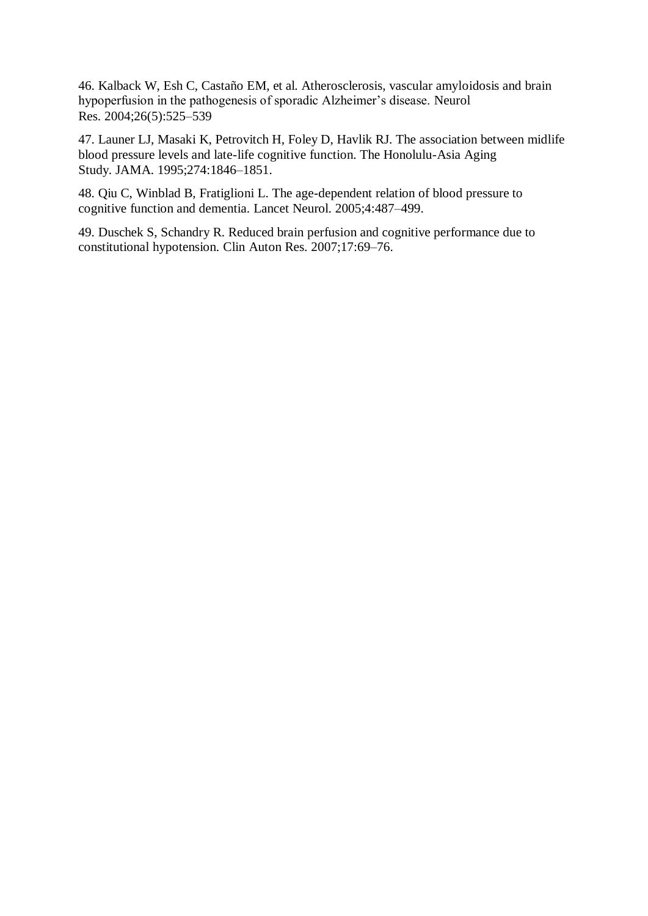46. Kalback W, Esh C, Castaño EM, et al. Atherosclerosis, vascular amyloidosis and brain hypoperfusion in the pathogenesis of sporadic Alzheimer's disease. Neurol Res. 2004;26(5):525–539

47. Launer LJ, Masaki K, Petrovitch H, Foley D, Havlik RJ. The association between midlife blood pressure levels and late-life cognitive function. The Honolulu-Asia Aging Study. JAMA. 1995;274:1846–1851.

48. Qiu C, Winblad B, Fratiglioni L. The age-dependent relation of blood pressure to cognitive function and dementia. Lancet Neurol. 2005;4:487–499.

49. Duschek S, Schandry R. Reduced brain perfusion and cognitive performance due to constitutional hypotension. Clin Auton Res. 2007;17:69–76.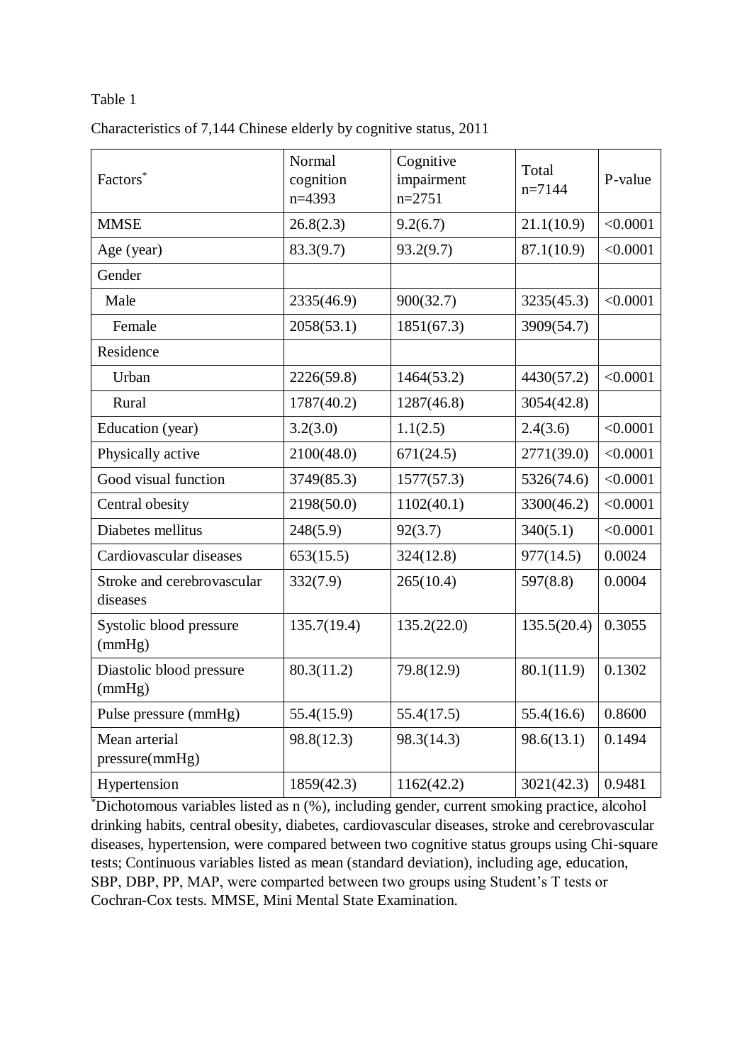Table 1

Characteristics of 7,144 Chinese elderly by cognitive status, 2011

| Factors* | Normal cognition n=4393 | Cognitive impairment n=2751 | Total n=7144 | P-value |
|---|---|---|---|---|
| MMSE | 26.8(2.3) | 9.2(6.7) | 21.1(10.9) | <0.0001 |
| Age (year) | 83.3(9.7) | 93.2(9.7) | 87.1(10.9) | <0.0001 |
| Gender | | | | |
| Male | 2335(46.9) | 900(32.7) | 3235(45.3) | <0.0001 |
| Female | 2058(53.1) | 1851(67.3) | 3909(54.7) | |
| Residence | | | | |
| Urban | 2226(59.8) | 1464(53.2) | 4430(57.2) | <0.0001 |
| Rural | 1787(40.2) | 1287(46.8) | 3054(42.8) | |
| Education (year) | 3.2(3.0) | 1.1(2.5) | 2.4(3.6) | <0.0001 |
| Physically active | 2100(48.0) | 671(24.5) | 2771(39.0) | <0.0001 |
| Good visual function | 3749(85.3) | 1577(57.3) | 5326(74.6) | <0.0001 |
| Central obesity | 2198(50.0) | 1102(40.1) | 3300(46.2) | <0.0001 |
| Diabetes mellitus | 248(5.9) | 92(3.7) | 340(5.1) | <0.0001 |
| Cardiovascular diseases | 653(15.5) | 324(12.8) | 977(14.5) | 0.0024 |
| Stroke and cerebrovascular diseases | 332(7.9) | 265(10.4) | 597(8.8) | 0.0004 |
| Systolic blood pressure (mmHg) | 135.7(19.4) | 135.2(22.0) | 135.5(20.4) | 0.3055 |
| Diastolic blood pressure (mmHg) | 80.3(11.2) | 79.8(12.9) | 80.1(11.9) | 0.1302 |
| Pulse pressure (mmHg) | 55.4(15.9) | 55.4(17.5) | 55.4(16.6) | 0.8600 |
| Mean arterial pressure(mmHg) | 98.8(12.3) | 98.3(14.3) | 98.6(13.1) | 0.1494 |
| Hypertension | 1859(42.3) | 1162(42.2) | 3021(42.3) | 0.9481 |

*Dichotomous variables listed as n (%), including gender, current smoking practice, alcohol drinking habits, central obesity, diabetes, cardiovascular diseases, stroke and cerebrovascular diseases, hypertension, were compared between two cognitive status groups using Chi-square tests; Continuous variables listed as mean (standard deviation), including age, education, SBP, DBP, PP, MAP, were comparted between two groups using Student's T tests or Cochran-Cox tests. MMSE, Mini Mental State Examination.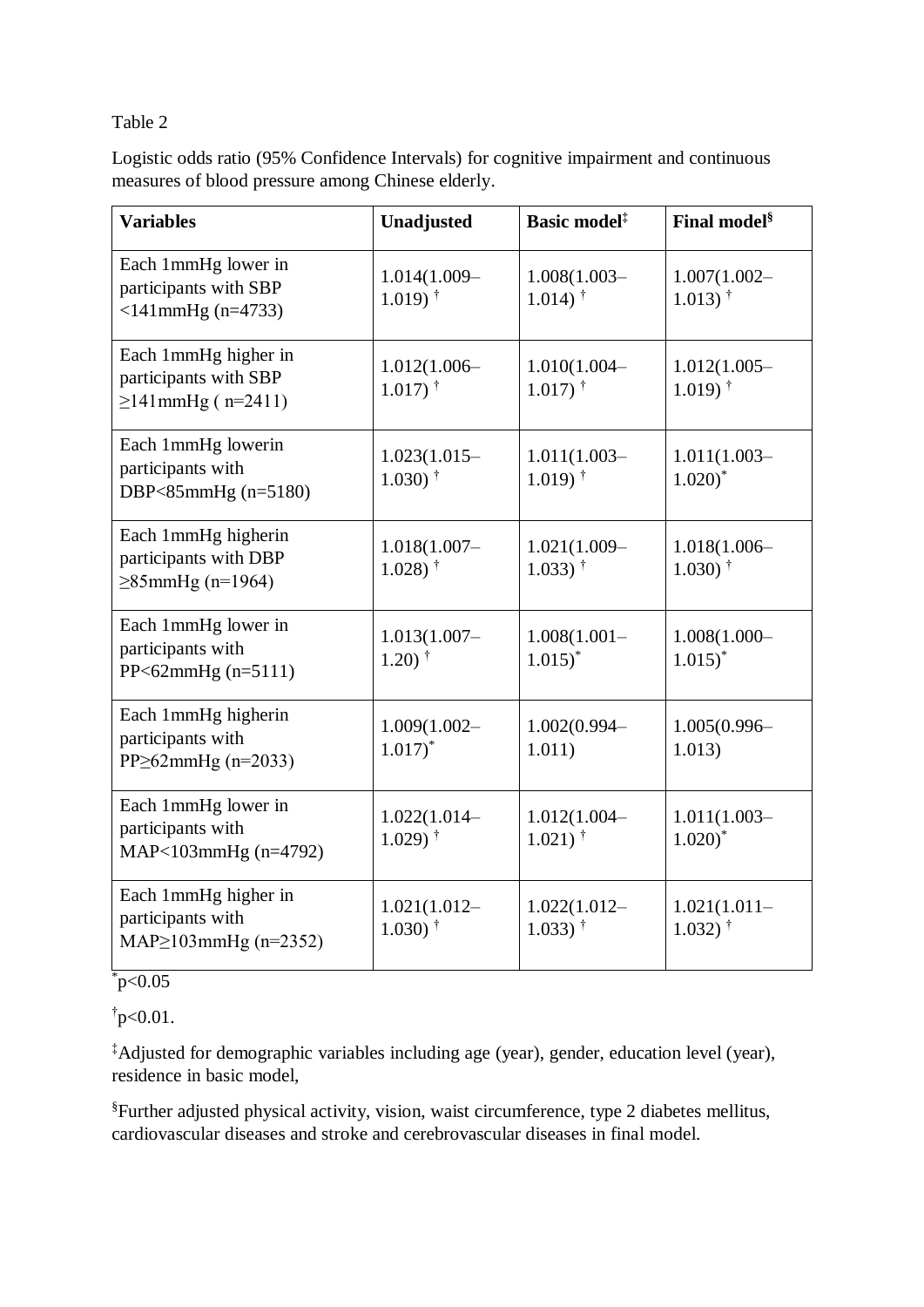Table 2

Logistic odds ratio (95% Confidence Intervals) for cognitive impairment and continuous measures of blood pressure among Chinese elderly.

| Variables | Unadjusted | Basic model[‡] | Final model[§] |
|---|---|---|---|
| Each 1mmHg lower in participants with SBP <141mmHg (n=4733) | 1.014(1.009–1.019) [†] | 1.008(1.003–1.014) [†] | 1.007(1.002–1.013) [†] |
| Each 1mmHg higher in participants with SBP ≥141mmHg ( n=2411) | 1.012(1.006–1.017) [†] | 1.010(1.004–1.017) [†] | 1.012(1.005–1.019) [†] |
| Each 1mmHg lowerin participants with DBP<85mmHg (n=5180) | 1.023(1.015–1.030) [†] | 1.011(1.003–1.019) [†] | 1.011(1.003–1.020)[*] |
| Each 1mmHg higherin participants with DBP ≥85mmHg (n=1964) | 1.018(1.007–1.028) [†] | 1.021(1.009–1.033) [†] | 1.018(1.006–1.030) [†] |
| Each 1mmHg lower in participants with PP<62mmHg (n=5111) | 1.013(1.007–1.20) [†] | 1.008(1.001–1.015)[*] | 1.008(1.000–1.015)[*] |
| Each 1mmHg higherin participants with PP≥62mmHg (n=2033) | 1.009(1.002–1.017)[*] | 1.002(0.994–1.011) | 1.005(0.996–1.013) |
| Each 1mmHg lower in participants with MAP<103mmHg (n=4792) | 1.022(1.014–1.029) [†] | 1.012(1.004–1.021) [†] | 1.011(1.003–1.020)[*] |
| Each 1mmHg higher in participants with MAP≥103mmHg (n=2352) | 1.021(1.012–1.030) [†] | 1.022(1.012–1.033) [†] | 1.021(1.011–1.032) [†] |

[*]p<0.05

[†]p<0.01.

[‡]Adjusted for demographic variables including age (year), gender, education level (year), residence in basic model,

[§]Further adjusted physical activity, vision, waist circumference, type 2 diabetes mellitus, cardiovascular diseases and stroke and cerebrovascular diseases in final model.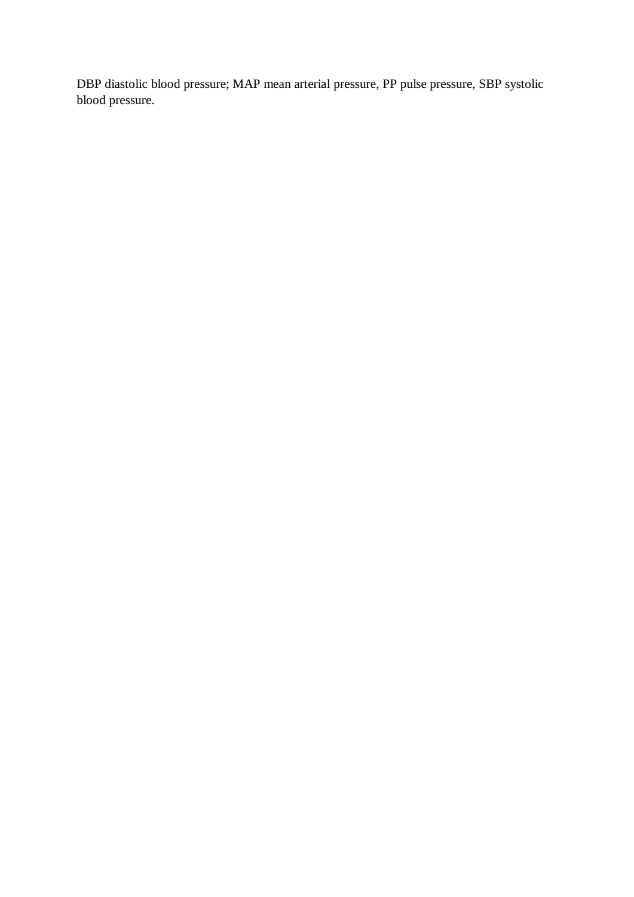DBP diastolic blood pressure; MAP mean arterial pressure, PP pulse pressure, SBP systolic blood pressure.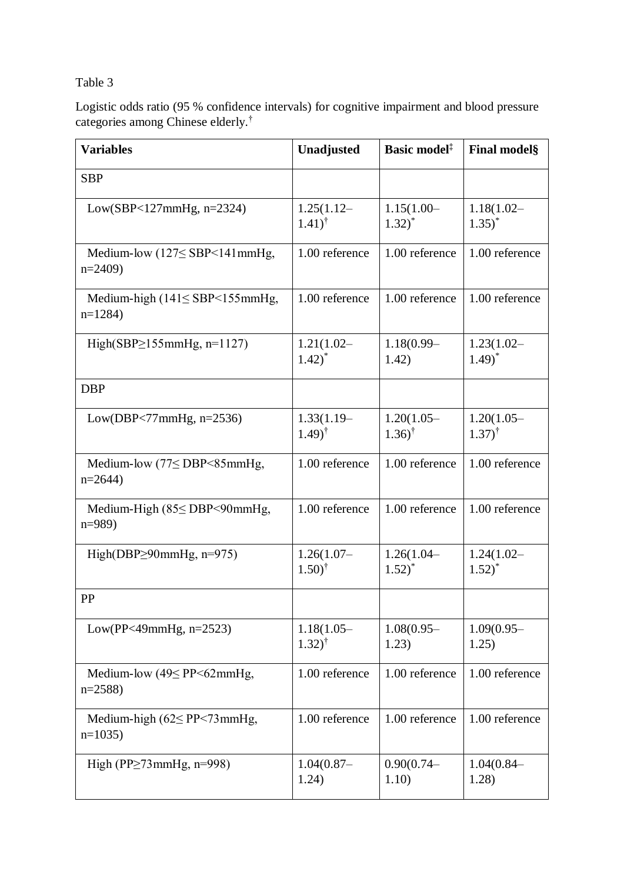Table 3

Logistic odds ratio (95 % confidence intervals) for cognitive impairment and blood pressure categories among Chinese elderly.[†]

| Variables | Unadjusted | Basic model[‡] | Final model§ |
|---|---|---|---|
| SBP | | | |
| Low(SBP<127mmHg, n=2324) | 1.25(1.12–1.41)[†] | 1.15(1.00–1.32)[*] | 1.18(1.02–1.35)[*] |
| Medium-low (127≤ SBP<141mmHg, n=2409) | 1.00 reference | 1.00 reference | 1.00 reference |
| Medium-high (141≤ SBP<155mmHg, n=1284) | 1.00 reference | 1.00 reference | 1.00 reference |
| High(SBP≥155mmHg, n=1127) | 1.21(1.02–1.42)[*] | 1.18(0.99–1.42) | 1.23(1.02–1.49)[*] |
| DBP | | | |
| Low(DBP<77mmHg, n=2536) | 1.33(1.19–1.49)[†] | 1.20(1.05–1.36)[†] | 1.20(1.05–1.37)[†] |
| Medium-low (77≤ DBP<85mmHg, n=2644) | 1.00 reference | 1.00 reference | 1.00 reference |
| Medium-High (85≤ DBP<90mmHg, n=989) | 1.00 reference | 1.00 reference | 1.00 reference |
| High(DBP≥90mmHg, n=975) | 1.26(1.07–1.50)[†] | 1.26(1.04–1.52)[*] | 1.24(1.02–1.52)[*] |
| PP | | | |
| Low(PP<49mmHg, n=2523) | 1.18(1.05–1.32)[†] | 1.08(0.95–1.23) | 1.09(0.95–1.25) |
| Medium-low (49≤ PP<62mmHg, n=2588) | 1.00 reference | 1.00 reference | 1.00 reference |
| Medium-high (62≤ PP<73mmHg, n=1035) | 1.00 reference | 1.00 reference | 1.00 reference |
| High (PP≥73mmHg, n=998) | 1.04(0.87–1.24) | 0.90(0.74–1.10) | 1.04(0.84–1.28) |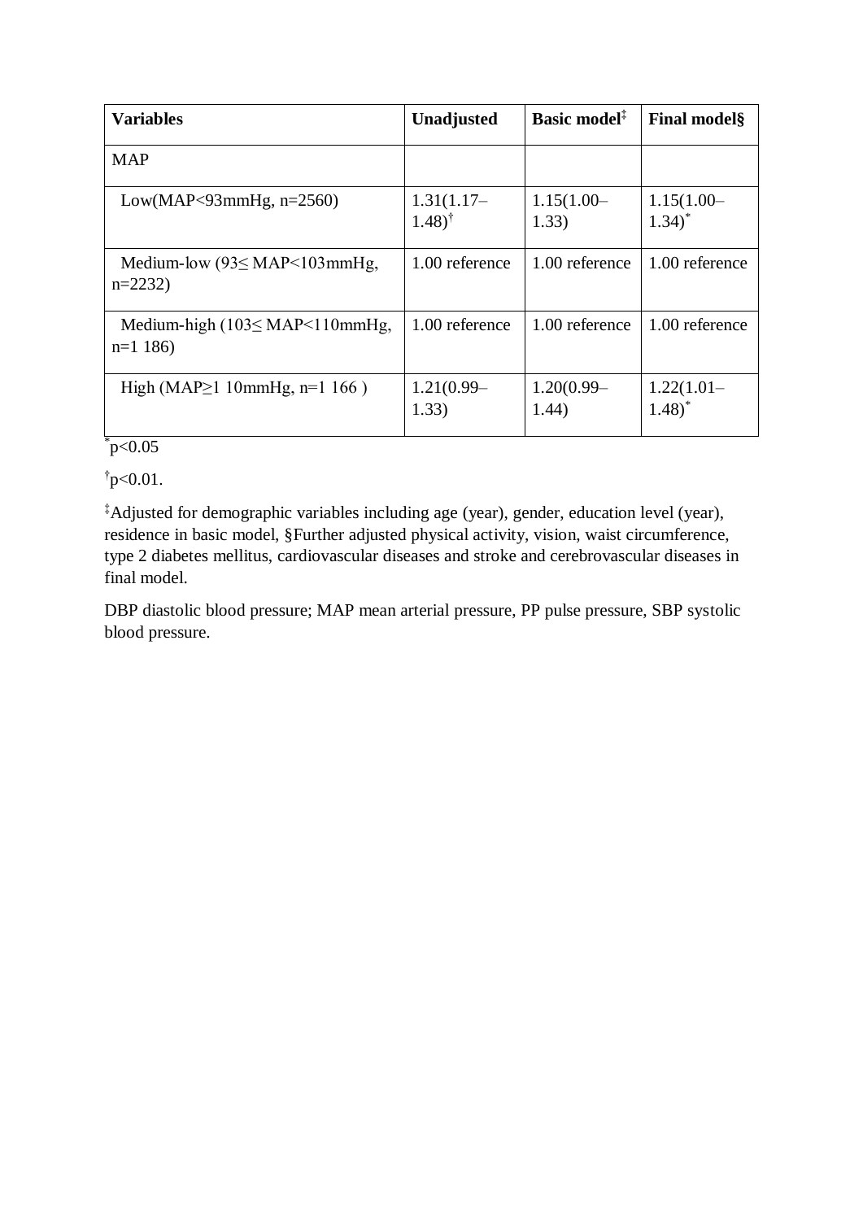| **Variables** | **Unadjusted** | **Basic model**‡ | **Final model§** |
|---|---|---|---|
| MAP | | | |
| Low(MAP<93mmHg, n=2560) | 1.31(1.17–1.48)† | 1.15(1.00–1.33) | 1.15(1.00–1.34)* |
| Medium-low (93≤ MAP<103mmHg, n=2232) | 1.00 reference | 1.00 reference | 1.00 reference |
| Medium-high (103≤ MAP<110mmHg, n=1 186) | 1.00 reference | 1.00 reference | 1.00 reference |
| High (MAP≥1 10mmHg, n=1 166 ) | 1.21(0.99–1.33) | 1.20(0.99–1.44) | 1.22(1.01–1.48)* |

*p<0.05

†p<0.01.

‡Adjusted for demographic variables including age (year), gender, education level (year), residence in basic model, §Further adjusted physical activity, vision, waist circumference, type 2 diabetes mellitus, cardiovascular diseases and stroke and cerebrovascular diseases in final model.

DBP diastolic blood pressure; MAP mean arterial pressure, PP pulse pressure, SBP systolic blood pressure.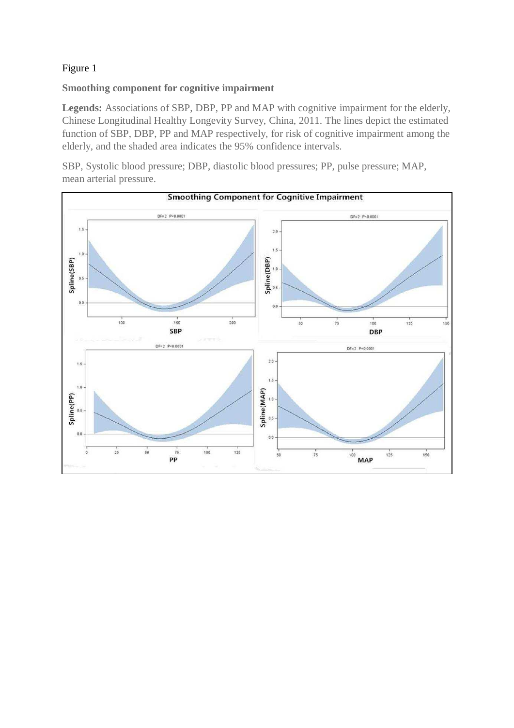Figure 1

**Smoothing component for cognitive impairment**

**Legends:** Associations of SBP, DBP, PP and MAP with cognitive impairment for the elderly, Chinese Longitudinal Healthy Longevity Survey, China, 2011. The lines depict the estimated function of SBP, DBP, PP and MAP respectively, for risk of cognitive impairment among the elderly, and the shaded area indicates the 95% confidence intervals.

SBP, Systolic blood pressure; DBP, diastolic blood pressures; PP, pulse pressure; MAP, mean arterial pressure.

Smoothing Component for Cognitive Impairment

DF=2 P<0.0001

Spline(SBP)

1.5
1.0
0.5
0.0

100
150
200

SBP

DF=2 P<0.0001

Spline(DBP)

2.0
1.5
1.0
0.5
0.0

50
75
100
125
150

DBP

DF=2 P<0.0001

Spline(PP)

1.5
1.0
0.5
0.0

0
25
50
75
100
125

PP

DF=2 P<0.0001

Spline(MAP)

2.0
1.5
1.0
0.5
0.0

50
75
100
125
150

MAP